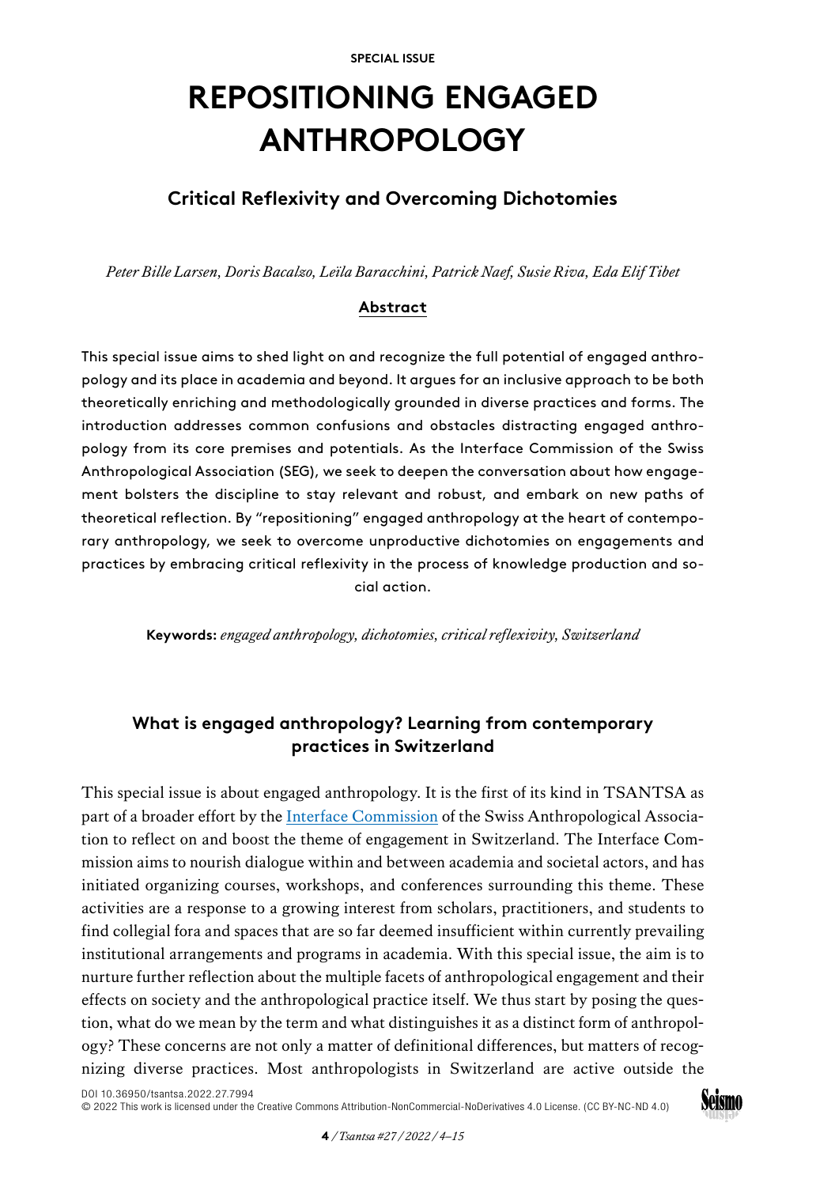SPECIAL ISSUE

# REPOSITIONING ENGAGED ANTHROPOLOGY

## Critical Reflexivity and Overcoming Dichotomies

*Peter Bille Larsen, Doris Bacalzo, Leïla Baracchini, Patrick Naef, Susie Riva, Eda Elif Tibet*

### Abstract

This special issue aims to shed light on and recognize the full potential of engaged anthropology and its place in academia and beyond. It argues for an inclusive approach to be both theoretically enriching and methodologically grounded in diverse practices and forms. The introduction addresses common confusions and obstacles distracting engaged anthropology from its core premises and potentials. As the Interface Commission of the Swiss Anthropological Association (SEG), we seek to deepen the conversation about how engagement bolsters the discipline to stay relevant and robust, and embark on new paths of theoretical reflection. By "repositioning" engaged anthropology at the heart of contemporary anthropology, we seek to overcome unproductive dichotomies on engagements and practices by embracing critical reflexivity in the process of knowledge production and social action.

**Keywords:** *engaged anthropology, dichotomies, critical reflexivity, Switzerland*

### What is engaged anthropology? Learning from contemporary practices in Switzerland

This special issue is about engaged anthropology. It is the first of its kind in TSANTSA as part of a broader effort by the Interface Commission of the Swiss Anthropological Association to reflect on and boost the theme of engagement in Switzerland. The Interface Commission aims to nourish dialogue within and between academia and societal actors, and has initiated organizing courses, workshops, and conferences surrounding this theme. These activities are a response to a growing interest from scholars, practitioners, and students to find collegial fora and spaces that are so far deemed insufficient within currently prevailing institutional arrangements and programs in academia. With this special issue, the aim is to nurture further reflection about the multiple facets of anthropological engagement and their effects on society and the anthropological practice itself. We thus start by posing the question, what do we mean by the term and what distinguishes it as a distinct form of anthropology? These concerns are not only a matter of definitional differences, but matters of recognizing diverse practices. Most anthropologists in Switzerland are active outside the

DOI 10.36950/tsantsa.2022.27.7994
© 2022 This work is licensed under the Creative Commons Attribution-NonCommercial-NoDerivatives 4.0 License. (CC BY-NC-ND 4.0)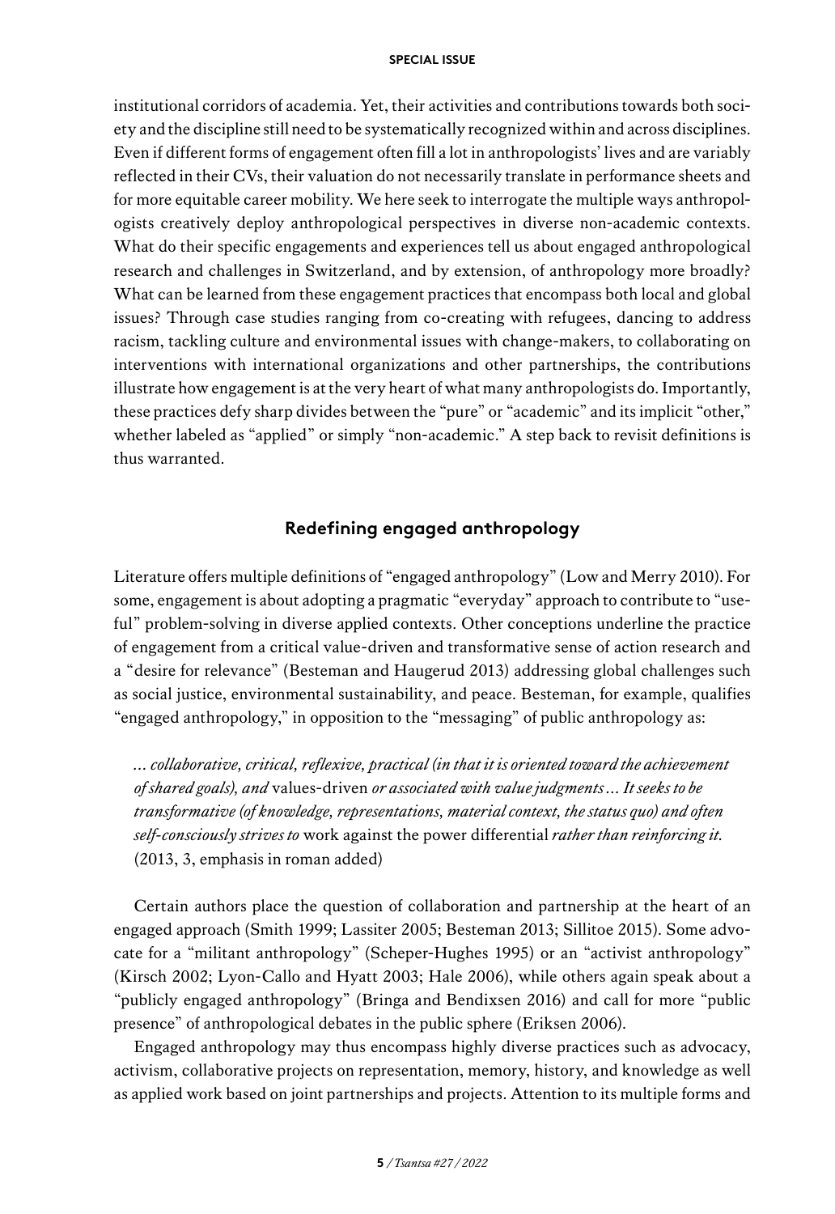institutional corridors of academia. Yet, their activities and contributions towards both society and the discipline still need to be systematically recognized within and across disciplines. Even if different forms of engagement often fill a lot in anthropologists' lives and are variably reflected in their CVs, their valuation do not necessarily translate in performance sheets and for more equitable career mobility. We here seek to interrogate the multiple ways anthropologists creatively deploy anthropological perspectives in diverse non-academic contexts. What do their specific engagements and experiences tell us about engaged anthropological research and challenges in Switzerland, and by extension, of anthropology more broadly? What can be learned from these engagement practices that encompass both local and global issues? Through case studies ranging from co-creating with refugees, dancing to address racism, tackling culture and environmental issues with change-makers, to collaborating on interventions with international organizations and other partnerships, the contributions illustrate how engagement is at the very heart of what many anthropologists do. Importantly, these practices defy sharp divides between the "pure" or "academic" and its implicit "other," whether labeled as "applied" or simply "non-academic." A step back to revisit definitions is thus warranted.

## Redefining engaged anthropology

Literature offers multiple definitions of "engaged anthropology" (Low and Merry 2010). For some, engagement is about adopting a pragmatic "everyday" approach to contribute to "useful" problem-solving in diverse applied contexts. Other conceptions underline the practice of engagement from a critical value-driven and transformative sense of action research and a "desire for relevance" (Besteman and Haugerud 2013) addressing global challenges such as social justice, environmental sustainability, and peace. Besteman, for example, qualifies "engaged anthropology," in opposition to the "messaging" of public anthropology as:

> *… collaborative, critical, reflexive, practical (in that it is oriented toward the achievement of shared goals), and* values-driven *or associated with value judgments … It seeks to be transformative (of knowledge, representations, material context, the status quo) and often self-consciously strives to* work against the power differential *rather than reinforcing it.* (2013, 3, emphasis in roman added)

Certain authors place the question of collaboration and partnership at the heart of an engaged approach (Smith 1999; Lassiter 2005; Besteman 2013; Sillitoe 2015). Some advocate for a "militant anthropology" (Scheper-Hughes 1995) or an "activist anthropology" (Kirsch 2002; Lyon-Callo and Hyatt 2003; Hale 2006), while others again speak about a "publicly engaged anthropology" (Bringa and Bendixsen 2016) and call for more "public presence" of anthropological debates in the public sphere (Eriksen 2006).

Engaged anthropology may thus encompass highly diverse practices such as advocacy, activism, collaborative projects on representation, memory, history, and knowledge as well as applied work based on joint partnerships and projects. Attention to its multiple forms and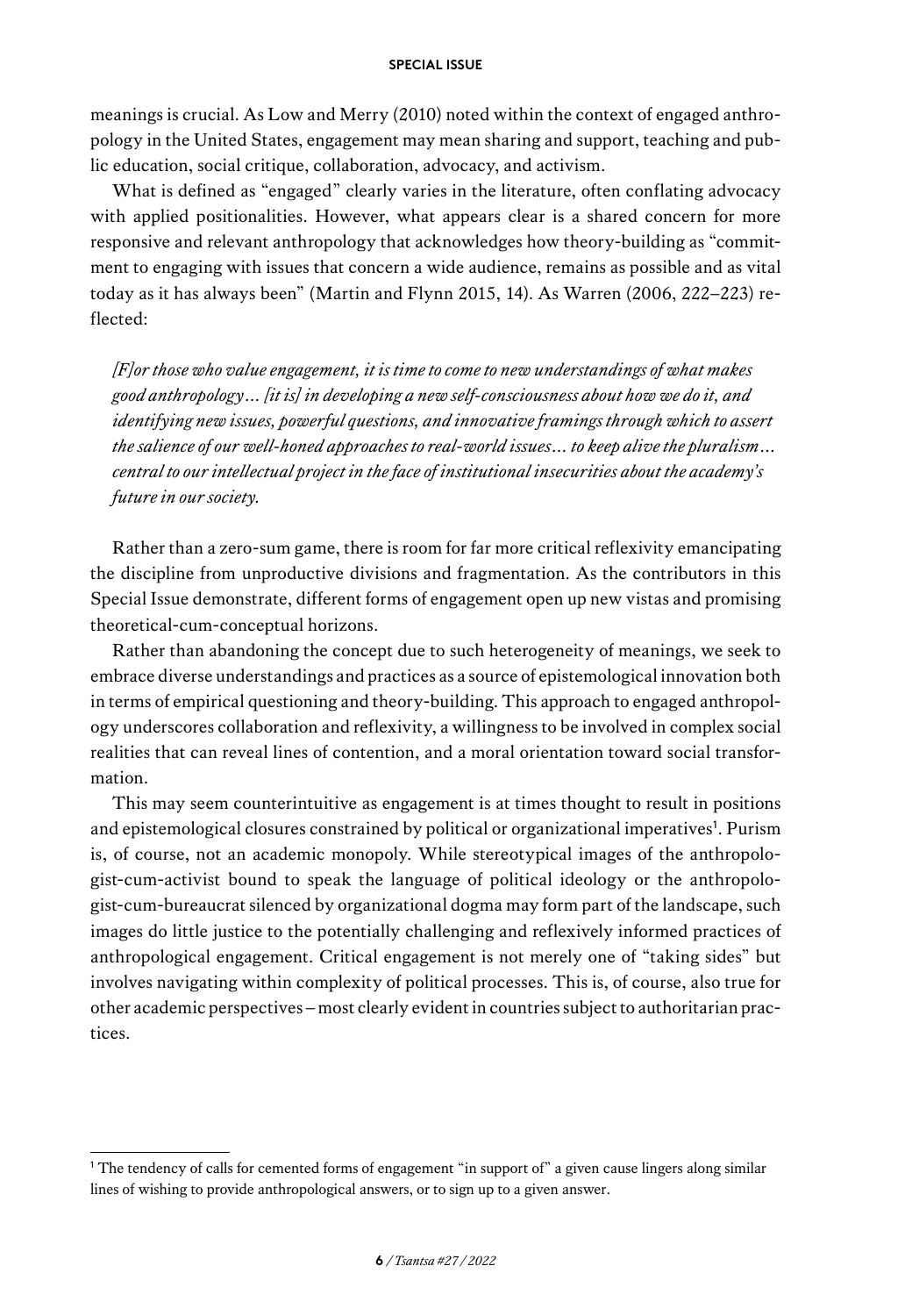meanings is crucial. As Low and Merry (2010) noted within the context of engaged anthropology in the United States, engagement may mean sharing and support, teaching and public education, social critique, collaboration, advocacy, and activism.

What is defined as "engaged" clearly varies in the literature, often conflating advocacy with applied positionalities. However, what appears clear is a shared concern for more responsive and relevant anthropology that acknowledges how theory-building as "commitment to engaging with issues that concern a wide audience, remains as possible and as vital today as it has always been" (Martin and Flynn 2015, 14). As Warren (2006, 222–223) reflected:

> *[F]or those who value engagement, it is time to come to new understandings of what makes good anthropology… [it is] in developing a new self-consciousness about how we do it, and identifying new issues, powerful questions, and innovative framings through which to assert the salience of our well-honed approaches to real-world issues… to keep alive the pluralism… central to our intellectual project in the face of institutional insecurities about the academy's future in our society.*

Rather than a zero-sum game, there is room for far more critical reflexivity emancipating the discipline from unproductive divisions and fragmentation. As the contributors in this Special Issue demonstrate, different forms of engagement open up new vistas and promising theoretical-cum-conceptual horizons.

Rather than abandoning the concept due to such heterogeneity of meanings, we seek to embrace diverse understandings and practices as a source of epistemological innovation both in terms of empirical questioning and theory-building. This approach to engaged anthropology underscores collaboration and reflexivity, a willingness to be involved in complex social realities that can reveal lines of contention, and a moral orientation toward social transformation.

This may seem counterintuitive as engagement is at times thought to result in positions and epistemological closures constrained by political or organizational imperatives[1]. Purism is, of course, not an academic monopoly. While stereotypical images of the anthropologist-cum-activist bound to speak the language of political ideology or the anthropologist-cum-bureaucrat silenced by organizational dogma may form part of the landscape, such images do little justice to the potentially challenging and reflexively informed practices of anthropological engagement. Critical engagement is not merely one of "taking sides" but involves navigating within complexity of political processes. This is, of course, also true for other academic perspectives – most clearly evident in countries subject to authoritarian practices.

---

[1] The tendency of calls for cemented forms of engagement "in support of" a given cause lingers along similar lines of wishing to provide anthropological answers, or to sign up to a given answer.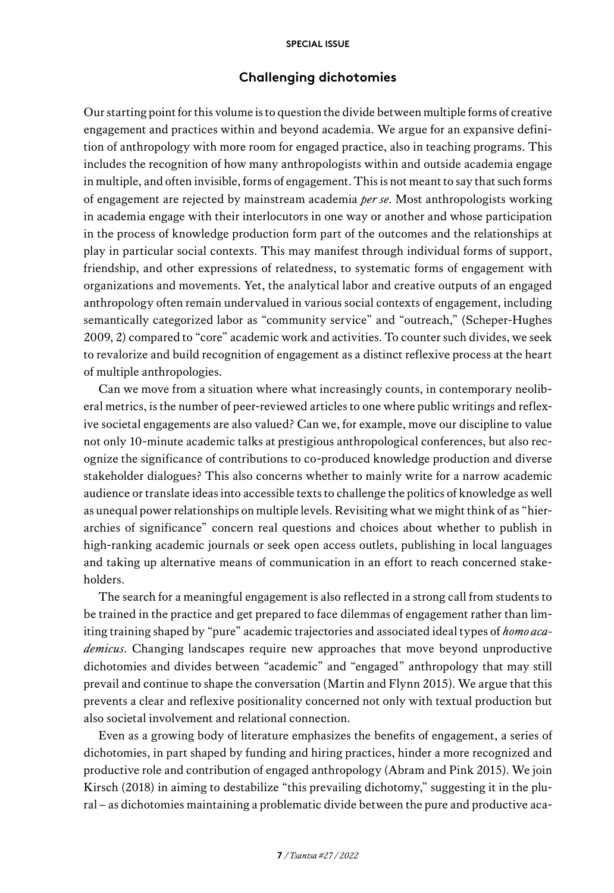## Challenging dichotomies

Our starting point for this volume is to question the divide between multiple forms of creative engagement and practices within and beyond academia. We argue for an expansive definition of anthropology with more room for engaged practice, also in teaching programs. This includes the recognition of how many anthropologists within and outside academia engage in multiple, and often invisible, forms of engagement. This is not meant to say that such forms of engagement are rejected by mainstream academia *per se*. Most anthropologists working in academia engage with their interlocutors in one way or another and whose participation in the process of knowledge production form part of the outcomes and the relationships at play in particular social contexts. This may manifest through individual forms of support, friendship, and other expressions of relatedness, to systematic forms of engagement with organizations and movements. Yet, the analytical labor and creative outputs of an engaged anthropology often remain undervalued in various social contexts of engagement, including semantically categorized labor as "community service" and "outreach," (Scheper-Hughes 2009, 2) compared to "core" academic work and activities. To counter such divides, we seek to revalorize and build recognition of engagement as a distinct reflexive process at the heart of multiple anthropologies.

Can we move from a situation where what increasingly counts, in contemporary neoliberal metrics, is the number of peer-reviewed articles to one where public writings and reflexive societal engagements are also valued? Can we, for example, move our discipline to value not only 10-minute academic talks at prestigious anthropological conferences, but also recognize the significance of contributions to co-produced knowledge production and diverse stakeholder dialogues? This also concerns whether to mainly write for a narrow academic audience or translate ideas into accessible texts to challenge the politics of knowledge as well as unequal power relationships on multiple levels. Revisiting what we might think of as "hierarchies of significance" concern real questions and choices about whether to publish in high-ranking academic journals or seek open access outlets, publishing in local languages and taking up alternative means of communication in an effort to reach concerned stakeholders.

The search for a meaningful engagement is also reflected in a strong call from students to be trained in the practice and get prepared to face dilemmas of engagement rather than limiting training shaped by "pure" academic trajectories and associated ideal types of *homo academicus*. Changing landscapes require new approaches that move beyond unproductive dichotomies and divides between "academic" and "engaged" anthropology that may still prevail and continue to shape the conversation (Martin and Flynn 2015). We argue that this prevents a clear and reflexive positionality concerned not only with textual production but also societal involvement and relational connection.

Even as a growing body of literature emphasizes the benefits of engagement, a series of dichotomies, in part shaped by funding and hiring practices, hinder a more recognized and productive role and contribution of engaged anthropology (Abram and Pink 2015). We join Kirsch (2018) in aiming to destabilize "this prevailing dichotomy," suggesting it in the plural – as dichotomies maintaining a problematic divide between the pure and productive aca-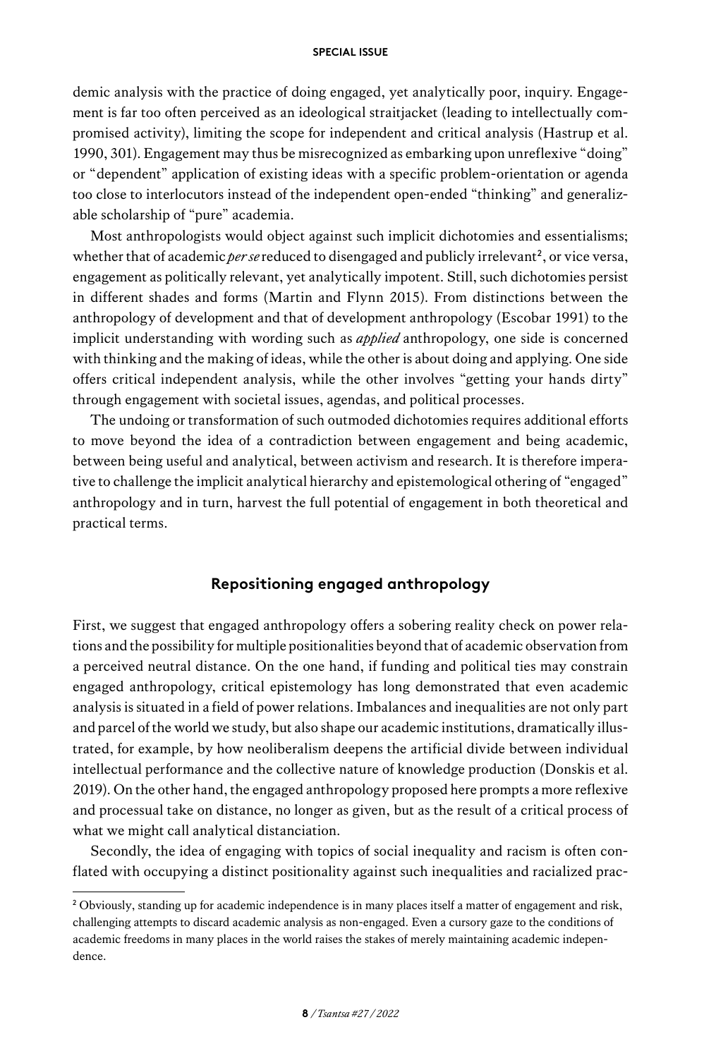demic analysis with the practice of doing engaged, yet analytically poor, inquiry. Engagement is far too often perceived as an ideological straitjacket (leading to intellectually compromised activity), limiting the scope for independent and critical analysis (Hastrup et al. 1990, 301). Engagement may thus be misrecognized as embarking upon unreflexive "doing" or "dependent" application of existing ideas with a specific problem-orientation or agenda too close to interlocutors instead of the independent open-ended "thinking" and generalizable scholarship of "pure" academia.

Most anthropologists would object against such implicit dichotomies and essentialisms; whether that of academic *per se* reduced to disengaged and publicly irrelevant[2], or vice versa, engagement as politically relevant, yet analytically impotent. Still, such dichotomies persist in different shades and forms (Martin and Flynn 2015). From distinctions between the anthropology of development and that of development anthropology (Escobar 1991) to the implicit understanding with wording such as *applied* anthropology, one side is concerned with thinking and the making of ideas, while the other is about doing and applying. One side offers critical independent analysis, while the other involves "getting your hands dirty" through engagement with societal issues, agendas, and political processes.

The undoing or transformation of such outmoded dichotomies requires additional efforts to move beyond the idea of a contradiction between engagement and being academic, between being useful and analytical, between activism and research. It is therefore imperative to challenge the implicit analytical hierarchy and epistemological othering of "engaged" anthropology and in turn, harvest the full potential of engagement in both theoretical and practical terms.

## Repositioning engaged anthropology

First, we suggest that engaged anthropology offers a sobering reality check on power relations and the possibility for multiple positionalities beyond that of academic observation from a perceived neutral distance. On the one hand, if funding and political ties may constrain engaged anthropology, critical epistemology has long demonstrated that even academic analysis is situated in a field of power relations. Imbalances and inequalities are not only part and parcel of the world we study, but also shape our academic institutions, dramatically illustrated, for example, by how neoliberalism deepens the artificial divide between individual intellectual performance and the collective nature of knowledge production (Donskis et al. 2019). On the other hand, the engaged anthropology proposed here prompts a more reflexive and processual take on distance, no longer as given, but as the result of a critical process of what we might call analytical distanciation.

Secondly, the idea of engaging with topics of social inequality and racism is often conflated with occupying a distinct positionality against such inequalities and racialized prac-

[2] Obviously, standing up for academic independence is in many places itself a matter of engagement and risk, challenging attempts to discard academic analysis as non-engaged. Even a cursory gaze to the conditions of academic freedoms in many places in the world raises the stakes of merely maintaining academic independence.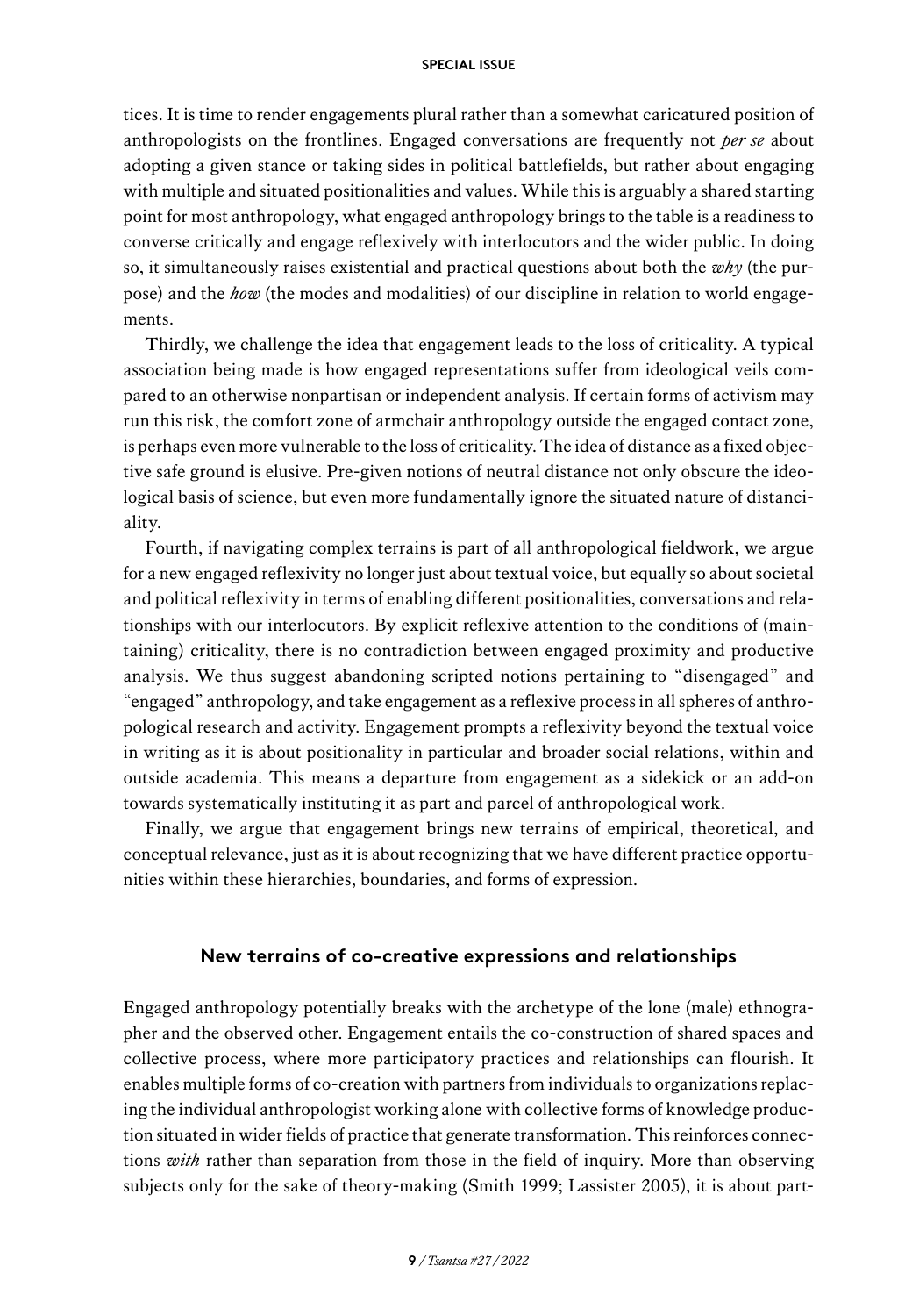tices. It is time to render engagements plural rather than a somewhat caricatured position of anthropologists on the frontlines. Engaged conversations are frequently not *per se* about adopting a given stance or taking sides in political battlefields, but rather about engaging with multiple and situated positionalities and values. While this is arguably a shared starting point for most anthropology, what engaged anthropology brings to the table is a readiness to converse critically and engage reflexively with interlocutors and the wider public. In doing so, it simultaneously raises existential and practical questions about both the *why* (the purpose) and the *how* (the modes and modalities) of our discipline in relation to world engagements.

Thirdly, we challenge the idea that engagement leads to the loss of criticality. A typical association being made is how engaged representations suffer from ideological veils compared to an otherwise nonpartisan or independent analysis. If certain forms of activism may run this risk, the comfort zone of armchair anthropology outside the engaged contact zone, is perhaps even more vulnerable to the loss of criticality. The idea of distance as a fixed objective safe ground is elusive. Pre-given notions of neutral distance not only obscure the ideological basis of science, but even more fundamentally ignore the situated nature of distanciality.

Fourth, if navigating complex terrains is part of all anthropological fieldwork, we argue for a new engaged reflexivity no longer just about textual voice, but equally so about societal and political reflexivity in terms of enabling different positionalities, conversations and relationships with our interlocutors. By explicit reflexive attention to the conditions of (maintaining) criticality, there is no contradiction between engaged proximity and productive analysis. We thus suggest abandoning scripted notions pertaining to "disengaged" and "engaged" anthropology, and take engagement as a reflexive process in all spheres of anthropological research and activity. Engagement prompts a reflexivity beyond the textual voice in writing as it is about positionality in particular and broader social relations, within and outside academia. This means a departure from engagement as a sidekick or an add-on towards systematically instituting it as part and parcel of anthropological work.

Finally, we argue that engagement brings new terrains of empirical, theoretical, and conceptual relevance, just as it is about recognizing that we have different practice opportunities within these hierarchies, boundaries, and forms of expression.

## New terrains of co-creative expressions and relationships

Engaged anthropology potentially breaks with the archetype of the lone (male) ethnographer and the observed other. Engagement entails the co-construction of shared spaces and collective process, where more participatory practices and relationships can flourish. It enables multiple forms of co-creation with partners from individuals to organizations replacing the individual anthropologist working alone with collective forms of knowledge production situated in wider fields of practice that generate transformation. This reinforces connections *with* rather than separation from those in the field of inquiry. More than observing subjects only for the sake of theory-making (Smith 1999; Lassister 2005), it is about part-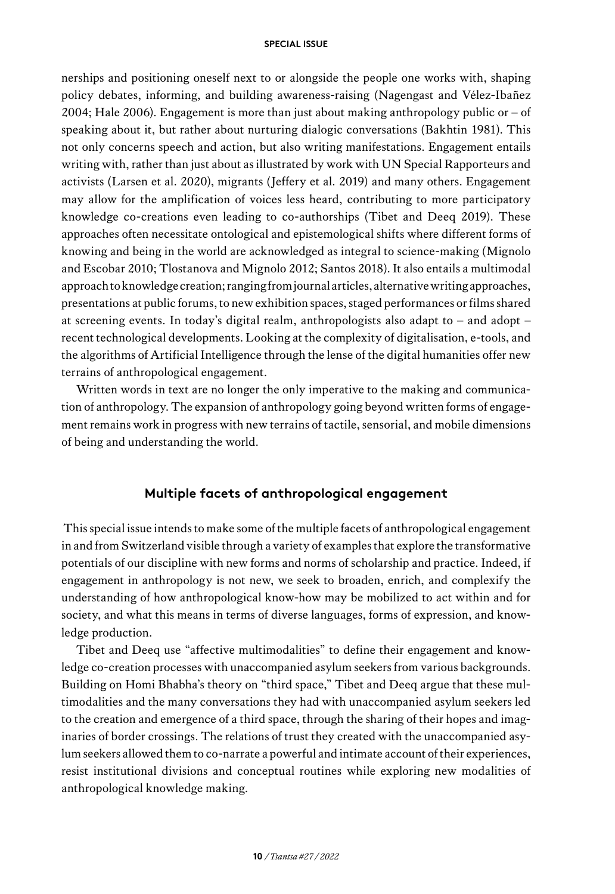nerships and positioning oneself next to or alongside the people one works with, shaping policy debates, informing, and building awareness-raising (Nagengast and Vélez-Ibañez 2004; Hale 2006). Engagement is more than just about making anthropology public or – of speaking about it, but rather about nurturing dialogic conversations (Bakhtin 1981). This not only concerns speech and action, but also writing manifestations. Engagement entails writing with, rather than just about as illustrated by work with UN Special Rapporteurs and activists (Larsen et al. 2020), migrants (Jeffery et al. 2019) and many others. Engagement may allow for the amplification of voices less heard, contributing to more participatory knowledge co-creations even leading to co-authorships (Tibet and Deeq 2019). These approaches often necessitate ontological and epistemological shifts where different forms of knowing and being in the world are acknowledged as integral to science-making (Mignolo and Escobar 2010; Tlostanova and Mignolo 2012; Santos 2018). It also entails a multimodal approach to knowledge creation; ranging from journal articles, alternative writing approaches, presentations at public forums, to new exhibition spaces, staged performances or films shared at screening events. In today's digital realm, anthropologists also adapt to – and adopt – recent technological developments. Looking at the complexity of digitalisation, e-tools, and the algorithms of Artificial Intelligence through the lense of the digital humanities offer new terrains of anthropological engagement.

Written words in text are no longer the only imperative to the making and communication of anthropology. The expansion of anthropology going beyond written forms of engagement remains work in progress with new terrains of tactile, sensorial, and mobile dimensions of being and understanding the world.

## Multiple facets of anthropological engagement

This special issue intends to make some of the multiple facets of anthropological engagement in and from Switzerland visible through a variety of examples that explore the transformative potentials of our discipline with new forms and norms of scholarship and practice. Indeed, if engagement in anthropology is not new, we seek to broaden, enrich, and complexify the understanding of how anthropological know-how may be mobilized to act within and for society, and what this means in terms of diverse languages, forms of expression, and knowledge production.

Tibet and Deeq use "affective multimodalities" to define their engagement and knowledge co-creation processes with unaccompanied asylum seekers from various backgrounds. Building on Homi Bhabha's theory on "third space," Tibet and Deeq argue that these multimodalities and the many conversations they had with unaccompanied asylum seekers led to the creation and emergence of a third space, through the sharing of their hopes and imaginaries of border crossings. The relations of trust they created with the unaccompanied asylum seekers allowed them to co-narrate a powerful and intimate account of their experiences, resist institutional divisions and conceptual routines while exploring new modalities of anthropological knowledge making.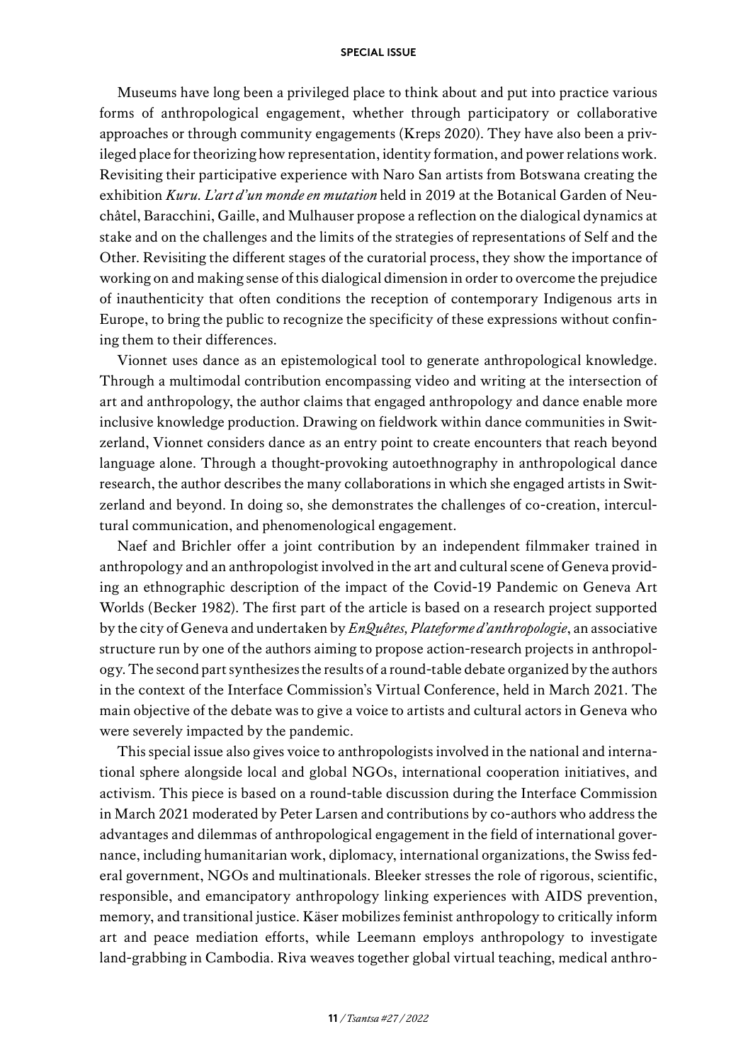Museums have long been a privileged place to think about and put into practice various forms of anthropological engagement, whether through participatory or collaborative approaches or through community engagements (Kreps 2020). They have also been a privileged place for theorizing how representation, identity formation, and power relations work. Revisiting their participative experience with Naro San artists from Botswana creating the exhibition *Kuru. L'art d'un monde en mutation* held in 2019 at the Botanical Garden of Neuchâtel, Baracchini, Gaille, and Mulhauser propose a reflection on the dialogical dynamics at stake and on the challenges and the limits of the strategies of representations of Self and the Other. Revisiting the different stages of the curatorial process, they show the importance of working on and making sense of this dialogical dimension in order to overcome the prejudice of inauthenticity that often conditions the reception of contemporary Indigenous arts in Europe, to bring the public to recognize the specificity of these expressions without confining them to their differences.

Vionnet uses dance as an epistemological tool to generate anthropological knowledge. Through a multimodal contribution encompassing video and writing at the intersection of art and anthropology, the author claims that engaged anthropology and dance enable more inclusive knowledge production. Drawing on fieldwork within dance communities in Switzerland, Vionnet considers dance as an entry point to create encounters that reach beyond language alone. Through a thought-provoking autoethnography in anthropological dance research, the author describes the many collaborations in which she engaged artists in Switzerland and beyond. In doing so, she demonstrates the challenges of co-creation, intercultural communication, and phenomenological engagement.

Naef and Brichler offer a joint contribution by an independent filmmaker trained in anthropology and an anthropologist involved in the art and cultural scene of Geneva providing an ethnographic description of the impact of the Covid-19 Pandemic on Geneva Art Worlds (Becker 1982). The first part of the article is based on a research project supported by the city of Geneva and undertaken by *EnQuêtes, Plateforme d'anthropologie*, an associative structure run by one of the authors aiming to propose action-research projects in anthropology. The second part synthesizes the results of a round-table debate organized by the authors in the context of the Interface Commission's Virtual Conference, held in March 2021. The main objective of the debate was to give a voice to artists and cultural actors in Geneva who were severely impacted by the pandemic.

This special issue also gives voice to anthropologists involved in the national and international sphere alongside local and global NGOs, international cooperation initiatives, and activism. This piece is based on a round-table discussion during the Interface Commission in March 2021 moderated by Peter Larsen and contributions by co-authors who address the advantages and dilemmas of anthropological engagement in the field of international governance, including humanitarian work, diplomacy, international organizations, the Swiss federal government, NGOs and multinationals. Bleeker stresses the role of rigorous, scientific, responsible, and emancipatory anthropology linking experiences with AIDS prevention, memory, and transitional justice. Käser mobilizes feminist anthropology to critically inform art and peace mediation efforts, while Leemann employs anthropology to investigate land-grabbing in Cambodia. Riva weaves together global virtual teaching, medical anthro-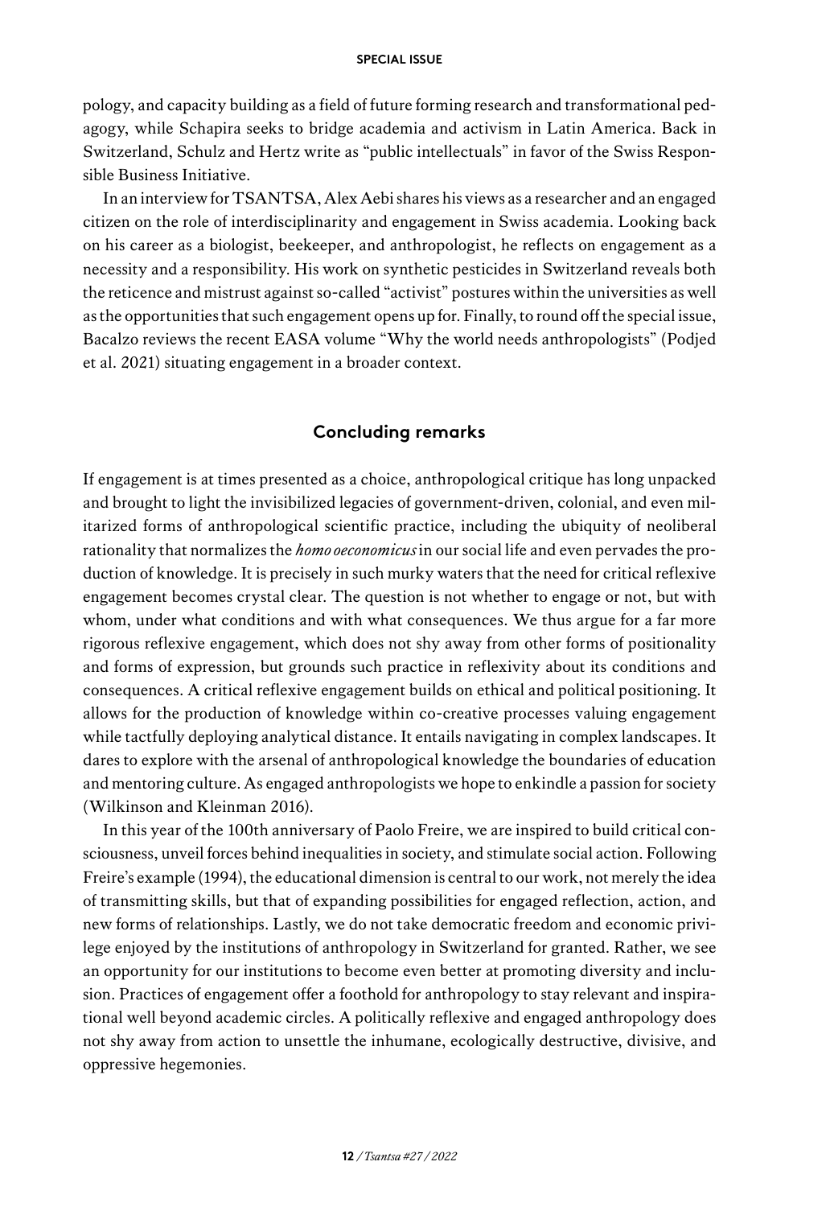pology, and capacity building as a field of future forming research and transformational pedagogy, while Schapira seeks to bridge academia and activism in Latin America. Back in Switzerland, Schulz and Hertz write as "public intellectuals" in favor of the Swiss Responsible Business Initiative.

In an interview for TSANTSA, Alex Aebi shares his views as a researcher and an engaged citizen on the role of interdisciplinarity and engagement in Swiss academia. Looking back on his career as a biologist, beekeeper, and anthropologist, he reflects on engagement as a necessity and a responsibility. His work on synthetic pesticides in Switzerland reveals both the reticence and mistrust against so-called "activist" postures within the universities as well as the opportunities that such engagement opens up for. Finally, to round off the special issue, Bacalzo reviews the recent EASA volume "Why the world needs anthropologists" (Podjed et al. 2021) situating engagement in a broader context.

## Concluding remarks

If engagement is at times presented as a choice, anthropological critique has long unpacked and brought to light the invisibilized legacies of government-driven, colonial, and even militarized forms of anthropological scientific practice, including the ubiquity of neoliberal rationality that normalizes the *homo oeconomicus* in our social life and even pervades the production of knowledge. It is precisely in such murky waters that the need for critical reflexive engagement becomes crystal clear. The question is not whether to engage or not, but with whom, under what conditions and with what consequences. We thus argue for a far more rigorous reflexive engagement, which does not shy away from other forms of positionality and forms of expression, but grounds such practice in reflexivity about its conditions and consequences. A critical reflexive engagement builds on ethical and political positioning. It allows for the production of knowledge within co-creative processes valuing engagement while tactfully deploying analytical distance. It entails navigating in complex landscapes. It dares to explore with the arsenal of anthropological knowledge the boundaries of education and mentoring culture. As engaged anthropologists we hope to enkindle a passion for society (Wilkinson and Kleinman 2016).

In this year of the 100th anniversary of Paolo Freire, we are inspired to build critical consciousness, unveil forces behind inequalities in society, and stimulate social action. Following Freire's example (1994), the educational dimension is central to our work, not merely the idea of transmitting skills, but that of expanding possibilities for engaged reflection, action, and new forms of relationships. Lastly, we do not take democratic freedom and economic privilege enjoyed by the institutions of anthropology in Switzerland for granted. Rather, we see an opportunity for our institutions to become even better at promoting diversity and inclusion. Practices of engagement offer a foothold for anthropology to stay relevant and inspirational well beyond academic circles. A politically reflexive and engaged anthropology does not shy away from action to unsettle the inhumane, ecologically destructive, divisive, and oppressive hegemonies.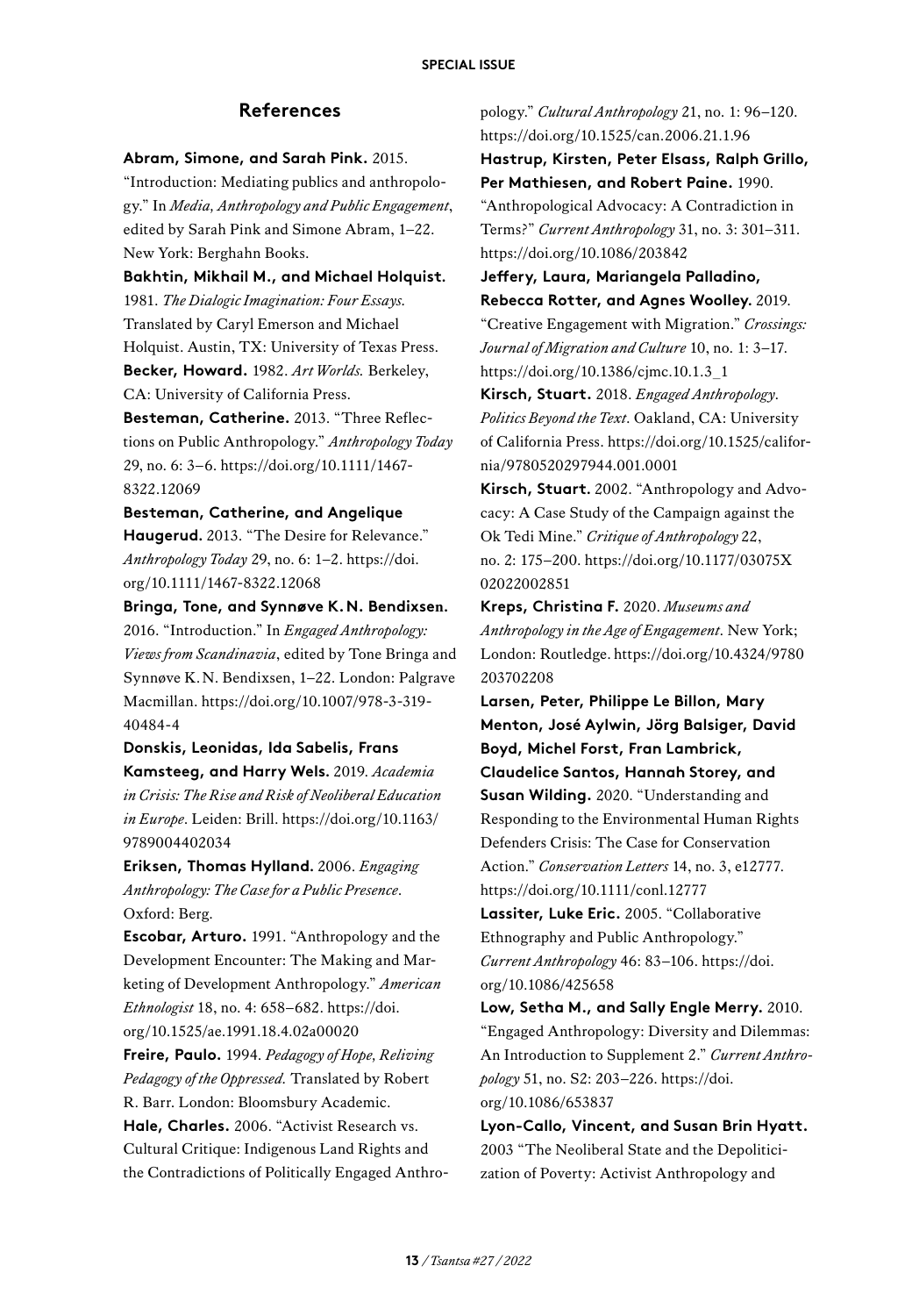## References

**Abram, Simone, and Sarah Pink.** 2015. "Introduction: Mediating publics and anthropology." In *Media, Anthropology and Public Engagement*, edited by Sarah Pink and Simone Abram, 1–22. New York: Berghahn Books.

**Bakhtin, Mikhail M., and Michael Holquist.** 1981. *The Dialogic Imagination: Four Essays.* Translated by Caryl Emerson and Michael Holquist. Austin, TX: University of Texas Press.

**Becker, Howard.** 1982. *Art Worlds.* Berkeley, CA: University of California Press.

**Besteman, Catherine.** 2013. "Three Reflections on Public Anthropology." *Anthropology Today* 29, no. 6: 3–6. https://doi.org/10.1111/1467-8322.12069

**Besteman, Catherine, and Angelique Haugerud.** 2013. "The Desire for Relevance." *Anthropology Today* 29, no. 6: 1–2. https://doi.org/10.1111/1467-8322.12068

**Bringa, Tone, and Synnøve K. N. Bendixsen.** 2016. "Introduction." In *Engaged Anthropology: Views from Scandinavia*, edited by Tone Bringa and Synnøve K. N. Bendixsen, 1–22. London: Palgrave Macmillan. https://doi.org/10.1007/978-3-319-40484-4

**Donskis, Leonidas, Ida Sabelis, Frans Kamsteeg, and Harry Wels.** 2019. *Academia in Crisis: The Rise and Risk of Neoliberal Education in Europe.* Leiden: Brill. https://doi.org/10.1163/9789004402034

**Eriksen, Thomas Hylland.** 2006. *Engaging Anthropology: The Case for a Public Presence.* Oxford: Berg.

**Escobar, Arturo.** 1991. "Anthropology and the Development Encounter: The Making and Marketing of Development Anthropology." *American Ethnologist* 18, no. 4: 658–682. https://doi.org/10.1525/ae.1991.18.4.02a00020

**Freire, Paulo.** 1994. *Pedagogy of Hope, Reliving Pedagogy of the Oppressed.* Translated by Robert R. Barr. London: Bloomsbury Academic.

**Hale, Charles.** 2006. "Activist Research vs. Cultural Critique: Indigenous Land Rights and the Contradictions of Politically Engaged Anthropology." *Cultural Anthropology* 21, no. 1: 96–120. https://doi.org/10.1525/can.2006.21.1.96

**Hastrup, Kirsten, Peter Elsass, Ralph Grillo, Per Mathiesen, and Robert Paine.** 1990. "Anthropological Advocacy: A Contradiction in Terms?" *Current Anthropology* 31, no. 3: 301–311. https://doi.org/10.1086/203842

**Jeffery, Laura, Mariangela Palladino, Rebecca Rotter, and Agnes Woolley.** 2019. "Creative Engagement with Migration." *Crossings: Journal of Migration and Culture* 10, no. 1: 3–17. https://doi.org/10.1386/cjmc.10.1.3_1

**Kirsch, Stuart.** 2018. *Engaged Anthropology. Politics Beyond the Text.* Oakland, CA: University of California Press. https://doi.org/10.1525/california/9780520297944.001.0001

**Kirsch, Stuart.** 2002. "Anthropology and Advocacy: A Case Study of the Campaign against the Ok Tedi Mine." *Critique of Anthropology* 22, no. 2: 175–200. https://doi.org/10.1177/03075X02022002851

**Kreps, Christina F.** 2020. *Museums and Anthropology in the Age of Engagement.* New York; London: Routledge. https://doi.org/10.4324/9780203702208

**Larsen, Peter, Philippe Le Billon, Mary Menton, José Aylwin, Jörg Balsiger, David Boyd, Michel Forst, Fran Lambrick, Claudelice Santos, Hannah Storey, and Susan Wilding.** 2020. "Understanding and Responding to the Environmental Human Rights Defenders Crisis: The Case for Conservation Action." *Conservation Letters* 14, no. 3, e12777. https://doi.org/10.1111/conl.12777

**Lassiter, Luke Eric.** 2005. "Collaborative Ethnography and Public Anthropology." *Current Anthropology* 46: 83–106. https://doi.org/10.1086/425658

**Low, Setha M., and Sally Engle Merry.** 2010. "Engaged Anthropology: Diversity and Dilemmas: An Introduction to Supplement 2." *Current Anthropology* 51, no. S2: 203–226. https://doi.org/10.1086/653837

**Lyon-Callo, Vincent, and Susan Brin Hyatt.** 2003 "The Neoliberal State and the Depoliticization of Poverty: Activist Anthropology and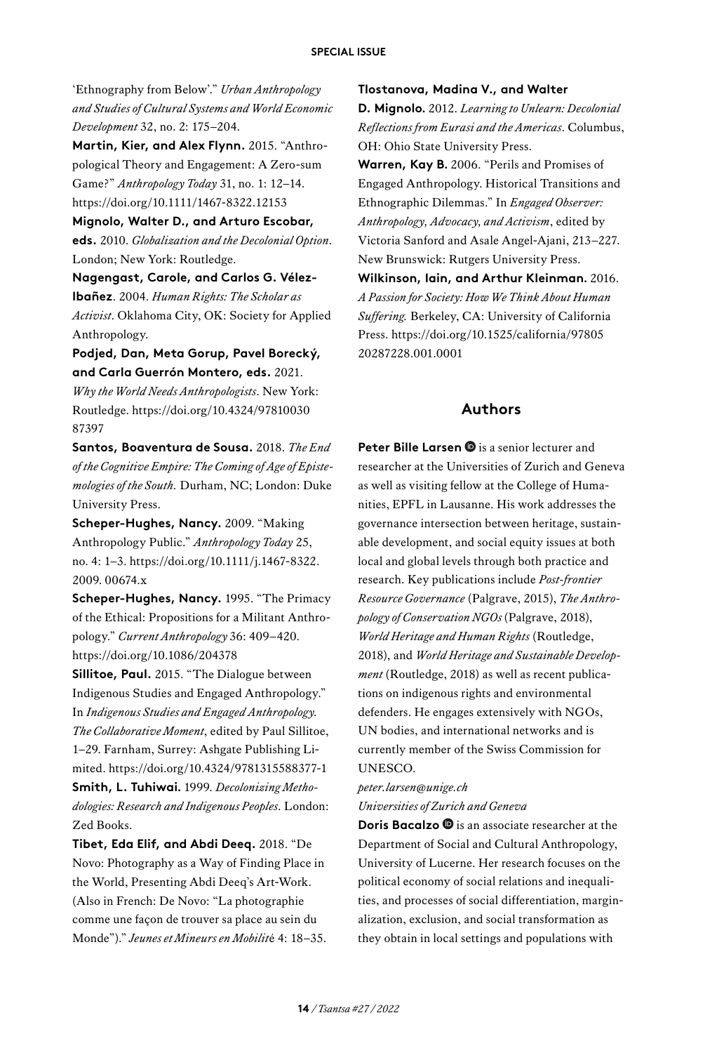'Ethnography from Below'." *Urban Anthropology and Studies of Cultural Systems and World Economic Development* 32, no. 2: 175–204.

**Martin, Kier, and Alex Flynn.** 2015. "Anthropological Theory and Engagement: A Zero-sum Game?" *Anthropology Today* 31, no. 1: 12–14. https://doi.org/10.1111/1467-8322.12153

**Mignolo, Walter D., and Arturo Escobar, eds.** 2010. *Globalization and the Decolonial Option*. London; New York: Routledge.

**Nagengast, Carole, and Carlos G. Vélez-Ibañez**. 2004. *Human Rights: The Scholar as Activist*. Oklahoma City, OK: Society for Applied Anthropology.

**Podjed, Dan, Meta Gorup, Pavel Borecký, and Carla Guerrón Montero, eds.** 2021. *Why the World Needs Anthropologists*. New York: Routledge. https://doi.org/10.4324/97810030 87397

**Santos, Boaventura de Sousa.** 2018. *The End of the Cognitive Empire: The Coming of Age of Epistemologies of the South.* Durham, NC; London: Duke University Press.

**Scheper-Hughes, Nancy.** 2009. "Making Anthropology Public." *Anthropology Today* 25, no. 4: 1–3. https://doi.org/10.1111/j.1467-8322. 2009. 00674.x

**Scheper-Hughes, Nancy.** 1995. "The Primacy of the Ethical: Propositions for a Militant Anthropology." *Current Anthropology* 36: 409–420. https://doi.org/10.1086/204378

**Sillitoe, Paul.** 2015. "The Dialogue between Indigenous Studies and Engaged Anthropology." In *Indigenous Studies and Engaged Anthropology. The Collaborative Moment*, edited by Paul Sillitoe, 1–29. Farnham, Surrey: Ashgate Publishing Limited. https://doi.org/10.4324/9781315588377-1

**Smith, L. Tuhiwai.** 1999. *Decolonizing Methodologies: Research and Indigenous Peoples*. London: Zed Books.

**Tibet, Eda Elif, and Abdi Deeq.** 2018. "De Novo: Photography as a Way of Finding Place in the World, Presenting Abdi Deeq's Art-Work. (Also in French: De Novo: "La photographie comme une façon de trouver sa place au sein du Monde")." *Jeunes et Mineurs en Mobilit*é 4: 18–35.

**Tlostanova, Madina V., and Walter D. Mignolo.** 2012. *Learning to Unlearn: Decolonial Reflections from Eurasi and the Americas*. Columbus, OH: Ohio State University Press.

**Warren, Kay B.** 2006. "Perils and Promises of Engaged Anthropology. Historical Transitions and Ethnographic Dilemmas." In *Engaged Observer: Anthropology, Advocacy, and Activism*, edited by Victoria Sanford and Asale Angel-Ajani, 213–227. New Brunswick: Rutgers University Press.

**Wilkinson, Iain, and Arthur Kleinman.** 2016. *A Passion for Society: How We Think About Human Suffering.* Berkeley, CA: University of California Press. https://doi.org/10.1525/california/97805 20287228.001.0001

## Authors

**Peter Bille Larsen** is a senior lecturer and researcher at the Universities of Zurich and Geneva as well as visiting fellow at the College of Humanities, EPFL in Lausanne. His work addresses the governance intersection between heritage, sustainable development, and social equity issues at both local and global levels through both practice and research. Key publications include *Post-frontier Resource Governance* (Palgrave, 2015), *The Anthropology of Conservation NGOs* (Palgrave, 2018), *World Heritage and Human Rights* (Routledge, 2018), and *World Heritage and Sustainable Development* (Routledge, 2018) as well as recent publications on indigenous rights and environmental defenders. He engages extensively with NGOs, UN bodies, and international networks and is currently member of the Swiss Commission for UNESCO.

*peter.larsen@unige.ch*

*Universities of Zurich and Geneva*

**Doris Bacalzo** is an associate researcher at the Department of Social and Cultural Anthropology, University of Lucerne. Her research focuses on the political economy of social relations and inequalities, and processes of social differentiation, marginalization, exclusion, and social transformation as they obtain in local settings and populations with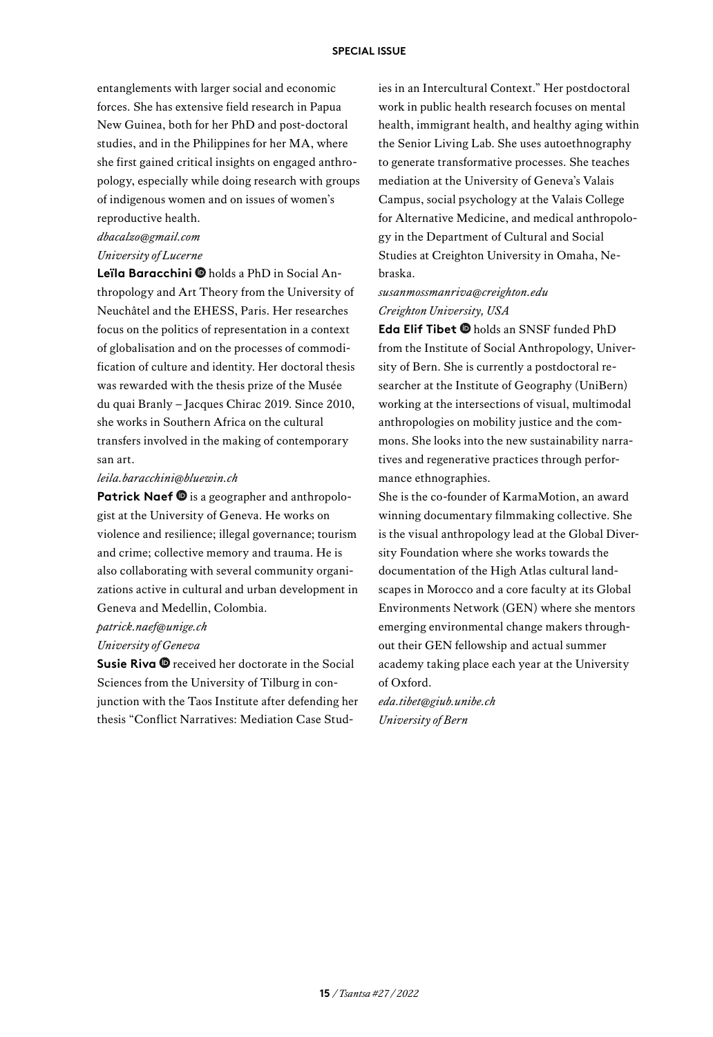entanglements with larger social and economic forces. She has extensive field research in Papua New Guinea, both for her PhD and post-doctoral studies, and in the Philippines for her MA, where she first gained critical insights on engaged anthropology, especially while doing research with groups of indigenous women and on issues of women's reproductive health.

*dbacalzo@gmail.com*

*University of Lucerne*

**Leïla Baracchini** holds a PhD in Social Anthropology and Art Theory from the University of Neuchâtel and the EHESS, Paris. Her researches focus on the politics of representation in a context of globalisation and on the processes of commodification of culture and identity. Her doctoral thesis was rewarded with the thesis prize of the Musée du quai Branly – Jacques Chirac 2019. Since 2010, she works in Southern Africa on the cultural transfers involved in the making of contemporary san art.

*leila.baracchini@bluewin.ch*

**Patrick Naef** is a geographer and anthropologist at the University of Geneva. He works on violence and resilience; illegal governance; tourism and crime; collective memory and trauma. He is also collaborating with several community organizations active in cultural and urban development in Geneva and Medellin, Colombia.

*patrick.naef@unige.ch*

*University of Geneva*

**Susie Riva** received her doctorate in the Social Sciences from the University of Tilburg in conjunction with the Taos Institute after defending her thesis "Conflict Narratives: Mediation Case Studies in an Intercultural Context." Her postdoctoral work in public health research focuses on mental health, immigrant health, and healthy aging within the Senior Living Lab. She uses autoethnography to generate transformative processes. She teaches mediation at the University of Geneva's Valais Campus, social psychology at the Valais College for Alternative Medicine, and medical anthropology in the Department of Cultural and Social Studies at Creighton University in Omaha, Nebraska.

*susanmossmanriva@creighton.edu*

*Creighton University, USA*

**Eda Elif Tibet** holds an SNSF funded PhD from the Institute of Social Anthropology, University of Bern. She is currently a postdoctoral researcher at the Institute of Geography (UniBern) working at the intersections of visual, multimodal anthropologies on mobility justice and the commons. She looks into the new sustainability narratives and regenerative practices through performance ethnographies.

She is the co-founder of KarmaMotion, an award winning documentary filmmaking collective. She is the visual anthropology lead at the Global Diversity Foundation where she works towards the documentation of the High Atlas cultural landscapes in Morocco and a core faculty at its Global Environments Network (GEN) where she mentors emerging environmental change makers throughout their GEN fellowship and actual summer academy taking place each year at the University of Oxford.

*eda.tibet@giub.unibe.ch*

*University of Bern*